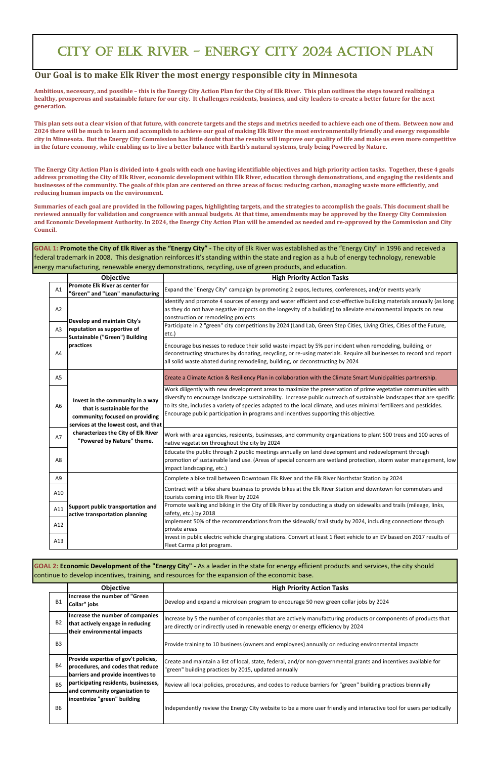# City of Elk River – Energy City 2024 Action Plan

## Our Goal is to make Elk River the most energy responsible city in Minnesota

**Ambitious, necessary, and possible – this is the Energy City Action Plan for the City of Elk River. This plan outlines the steps toward realizing a healthy, prosperous and sustainable future for our city. It challenges residents, business, and city leaders to create a better future for the next generation.**

**This plan sets out a clear vision of that future, with concrete targets and the steps and metrics needed to achieve each one of them. Between now and 2024 there will be much to learn and accomplish to achieve our goal of making Elk River the most environmentally friendly and energy responsible city in Minnesota. But the Energy City Commission has little doubt that the results will improve our quality of life and make us even more competitive in the future economy, while enabling us to live a better balance with Earth's natural systems, truly being Powered by Nature.**

**The Energy City Action Plan is divided into 4 goals with each one having identifiable objectives and high priority action tasks. Together, these 4 goals address promoting the City of Elk River, economic development within Elk River, education through demonstrations, and engaging the residents and businesses of the community. The goals of this plan are centered on three areas of focus: reducing carbon, managing waste more efficiently, and reducing human impacts on the environment.**

**Summaries of each goal are provided in the following pages, highlighting targets, and the strategies to accomplish the goals. This document shall be reviewed annually for validation and congruence with annual budgets. At that time, amendments may be approved by the Energy City Commission and Economic Development Authority. In 2024, the Energy City Action Plan will be amended as needed and re-approved by the Commission and City Council.**

**GOAL 1: Promote the City of Elk River as the "Energy City" -** The city of Elk River was established as the "Energy City" in 1996 and received a federal trademark in 2008. This designation reinforces it's standing within the state and region as a hub of energy technology, renewable energy manufacturing, renewable energy demonstrations, recycling, use of green products, and education.

| | Objective | High Priority Action Tasks |
|---|---|---|
| A1 | **Promote Elk River as center for "Green" and "Lean" manufacturing** | Expand the "Energy City" campaign by promoting 2 expos, lectures, conferences, and/or events yearly |
| A2 | **Develop and maintain City's reputation as supportive of Sustainable ("Green") Building practices** | Identify and promote 4 sources of energy and water efficient and cost-effective building materials annually (as long as they do not have negative impacts on the longevity of a building) to alleviate environmental impacts on new construction or remodeling projects |
| A3 | | Participate in 2 "green" city competitions by 2024 (Land Lab, Green Step Cities, Living Cities, Cities of the Future, etc.) |
| A4 | | Encourage businesses to reduce their solid waste impact by 5% per incident when remodeling, building, or deconstructing structures by donating, recycling, or re-using materials. Require all businesses to record and report all solid waste abated during remodeling, building, or deconstructing by 2024 |
| A5 | **Invest in the community in a way that is sustainable for the community; focused on providing services at the lowest cost, and that characterizes the City of Elk River "Powered by Nature" theme.** | Create a Climate Action & Resiliency Plan in collaboration with the Climate Smart Municipalities partnership. |
| A6 | | Work diligently with new development areas to maximize the preservation of prime vegetative communities with diversify to encourage landscape sustainability. Increase public outreach of sustainable landscapes that are specific to its site, includes a variety of species adapted to the local climate, and uses minimal fertilizers and pesticides. Encourage public participation in ~~p~~rograms and incentives supporting this objective. |
| A7 | | Work with area agencies, residents, businesses, and community organizations to plant 500 trees and 100 acres of native vegetation throughout the city by 2024 |
| A8 | | Educate the public through 2 public meetings annually on land development and redevelopment through promotion of sustainable land use. (Areas of special concern are wetland protection, storm water management, low impact landscaping, etc.) |
| A9 | **Support public transportation and active transportation planning** | Complete a bike trail between Downtown Elk River and the Elk River Northstar Station by 2024 |
| A10 | | Contract with a bike share business to provide bikes at the Elk River Station and downtown for commuters and tourists coming into Elk River by 2024 |
| A11 | | Promote walking and biking in the City of Elk River by conducting a study on sidewalks and trails (mileage, links, safety, etc.) by 2018 |
| A12 | | Implement 50% of the recommendations from the sidewalk/ trail study by 2024, including connections through private areas |
| A13 | | Invest in public electric vehicle charging stations. Convert at least 1 fleet vehicle to an EV based on 2017 results of Fleet Carma pilot program. |

**GOAL 2: Economic Development of the "Energy City" -** As a leader in the state for energy efficient products and services, the city should continue to develop incentives, training, and resources for the expansion of the economic base.

| | Objective | High Priority Action Tasks |
|---|---|---|
| B1 | **Increase the number of "Green Collar" jobs** | Develop and expand a microloan program to encourage 50 new green collar jobs by 2024 |
| B2 | **Increase the number of companies that actively engage in reducing their environmental impacts** | Increase by 5 the number of companies that are actively manufacturing products or components of products that are directly or indirectly used in renewable energy or energy efficiency by 2024 |
| B3 | | Provide training to 10 business (owners and employees) annually on reducing environmental impacts |
| B4 | **Provide expertise of gov't policies, procedures, and codes that reduce barriers and provide incentives to participating residents, businesses, and community organization to incentivize "green" building** | Create and maintain a list of local, state, federal, and/or non-governmental grants and incentives available for "green" building practices by 2015, updated annually |
| B5 | | Review all local policies, procedures, and codes to reduce barriers for "green" building practices biennially |
| B6 | | Independently review the Energy City website to be a more user friendly and interactive tool for users periodically |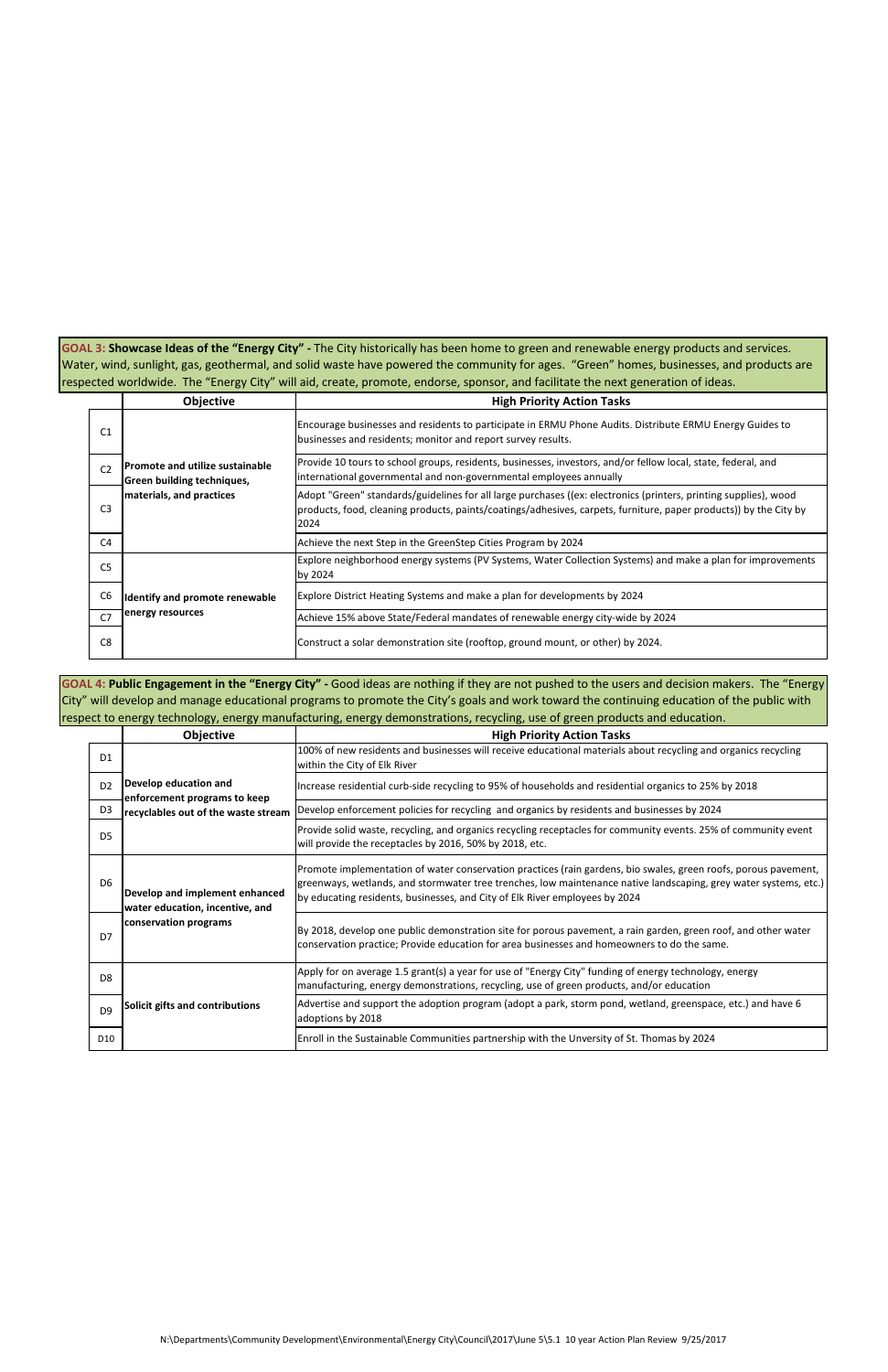**GOAL 3: Showcase Ideas of the "Energy City" -** The City historically has been home to green and renewable energy products and services. Water, wind, sunlight, gas, geothermal, and solid waste have powered the community for ages. "Green" homes, businesses, and products are respected worldwide. The "Energy City" will aid, create, promote, endorse, sponsor, and facilitate the next generation of ideas.

| | Objective | High Priority Action Tasks |
|---|---|---|
| C1 | Promote and utilize sustainable Green building techniques, materials, and practices | Encourage businesses and residents to participate in ERMU Phone Audits. Distribute ERMU Energy Guides to businesses and residents; monitor and report survey results. |
| C2 | | Provide 10 tours to school groups, residents, businesses, investors, and/or fellow local, state, federal, and international governmental and non-governmental employees annually |
| C3 | | Adopt "Green" standards/guidelines for all large purchases ((ex: electronics (printers, printing supplies), wood products, food, cleaning products, paints/coatings/adhesives, carpets, furniture, paper products)) by the City by 2024 |
| C4 | | Achieve the next Step in the GreenStep Cities Program by 2024 |
| C5 | Identify and promote renewable energy resources | Explore neighborhood energy systems (PV Systems, Water Collection Systems) and make a plan for improvements by 2024 |
| C6 | | Explore District Heating Systems and make a plan for developments by 2024 |
| C7 | | Achieve 15% above State/Federal mandates of renewable energy city-wide by 2024 |
| C8 | | Construct a solar demonstration site (rooftop, ground mount, or other) by 2024. |

**GOAL 4: Public Engagement in the "Energy City" -** Good ideas are nothing if they are not pushed to the users and decision makers. The "Energy City" will develop and manage educational programs to promote the City's goals and work toward the continuing education of the public with respect to energy technology, energy manufacturing, energy demonstrations, recycling, use of green products and education.

| | Objective | High Priority Action Tasks |
|---|---|---|
| D1 | Develop education and enforcement programs to keep recyclables out of the waste stream | 100% of new residents and businesses will receive educational materials about recycling and organics recycling within the City of Elk River |
| D2 | | Increase residential curb-side recycling to 95% of households and residential organics to 25% by 2018 |
| D3 | | Develop enforcement policies for recycling and organics by residents and businesses by 2024 |
| D5 | | Provide solid waste, recycling, and organics recycling receptacles for community events. 25% of community event will provide the receptacles by 2016, 50% by 2018, etc. |
| D6 | Develop and implement enhanced water education, incentive, and conservation programs | Promote implementation of water conservation practices (rain gardens, bio swales, green roofs, porous pavement, greenways, wetlands, and stormwater tree trenches, low maintenance native landscaping, grey water systems, etc.) by educating residents, businesses, and City of Elk River employees by 2024 |
| D7 | | By 2018, develop one public demonstration site for porous pavement, a rain garden, green roof, and other water conservation practice; Provide education for area businesses and homeowners to do the same. |
| D8 | Solicit gifts and contributions | Apply for on average 1.5 grant(s) a year for use of "Energy City" funding of energy technology, energy manufacturing, energy demonstrations, recycling, use of green products, and/or education |
| D9 | | Advertise and support the adoption program (adopt a park, storm pond, wetland, greenspace, etc.) and have 6 adoptions by 2018 |
| D10 | | Enroll in the Sustainable Communities partnership with the Unversity of St. Thomas by 2024 |

N:\Departments\Community Development\Environmental\Energy City\Council\2017\June 5\5.1 10 year Action Plan Review 9/25/2017